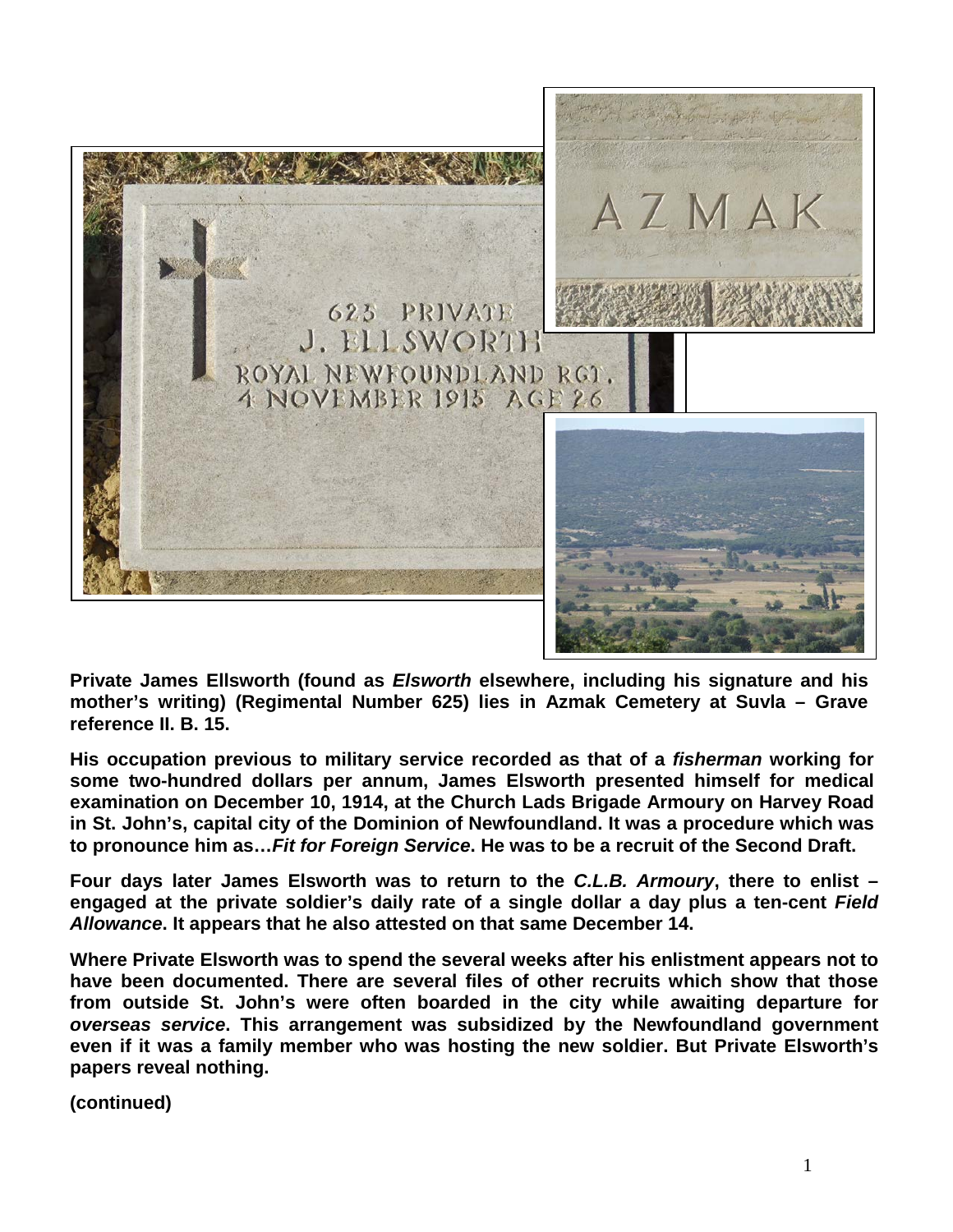**Private James Ellsworth (found as *Elsworth* elsewhere, including his signature and his mother's writing) (Regimental Number 625) lies in Azmak Cemetery at Suvla – Grave reference II. B. 15.**

**His occupation previous to military service recorded as that of a *fisherman* working for some two-hundred dollars per annum, James Elsworth presented himself for medical examination on December 10, 1914, at the Church Lads Brigade Armoury on Harvey Road in St. John's, capital city of the Dominion of Newfoundland. It was a procedure which was to pronounce him as…*Fit for Foreign Service*. He was to be a recruit of the Second Draft.**

**Four days later James Elsworth was to return to the *C.L.B. Armoury*, there to enlist – engaged at the private soldier's daily rate of a single dollar a day plus a ten-cent *Field Allowance*. It appears that he also attested on that same December 14.**

**Where Private Elsworth was to spend the several weeks after his enlistment appears not to have been documented. There are several files of other recruits which show that those from outside St. John's were often boarded in the city while awaiting departure for *overseas service*. This arrangement was subsidized by the Newfoundland government even if it was a family member who was hosting the new soldier. But Private Elsworth's papers reveal nothing.**

**(continued)**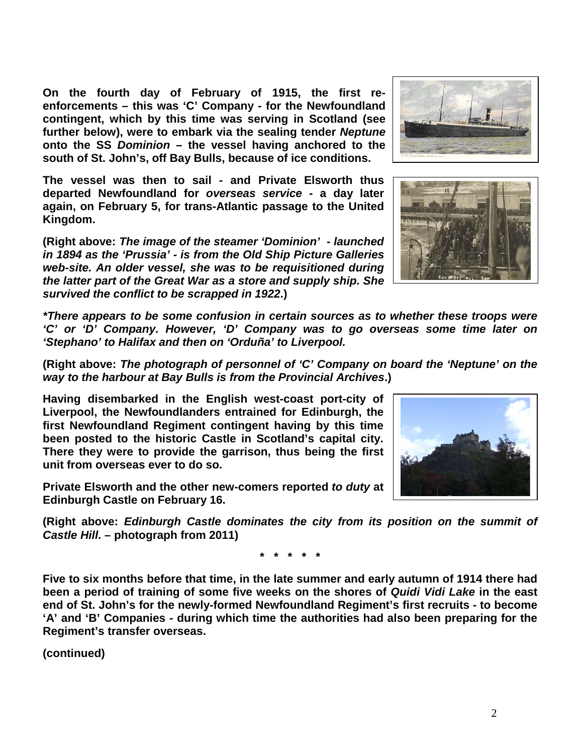**On the fourth day of February of 1915, the first re-enforcements – this was 'C' Company - for the Newfoundland contingent, which by this time was serving in Scotland (see further below), were to embark via the sealing tender *Neptune* onto the SS *Dominion* – the vessel having anchored to the south of St. John's, off Bay Bulls, because of ice conditions.**

**The vessel was then to sail - and Private Elsworth thus departed Newfoundland for *overseas service* - a day later again, on February 5, for trans-Atlantic passage to the United Kingdom.**

**(Right above: *The image of the steamer 'Dominion' - launched in 1894 as the 'Prussia' - is from the Old Ship Picture Galleries web-site. An older vessel, she was to be requisitioned during the latter part of the Great War as a store and supply ship. She survived the conflict to be scrapped in 1922*.)**

***\*There appears to be some confusion in certain sources as to whether these troops were 'C' or 'D' Company. However, 'D' Company was to go overseas some time later on 'Stephano' to Halifax and then on 'Orduña' to Liverpool.***

**(Right above: *The photograph of personnel of 'C' Company on board the 'Neptune' on the way to the harbour at Bay Bulls is from the Provincial Archives*.)**

**Having disembarked in the English west-coast port-city of Liverpool, the Newfoundlanders entrained for Edinburgh, the first Newfoundland Regiment contingent having by this time been posted to the historic Castle in Scotland's capital city. There they were to provide the garrison, thus being the first unit from overseas ever to do so.**

**Private Elsworth and the other new-comers reported *to duty* at Edinburgh Castle on February 16.**

**(Right above: *Edinburgh Castle dominates the city from its position on the summit of Castle Hill*. – photograph from 2011)**

**\* \* \* \* \***

**Five to six months before that time, in the late summer and early autumn of 1914 there had been a period of training of some five weeks on the shores of *Quidi Vidi Lake* in the east end of St. John's for the newly-formed Newfoundland Regiment's first recruits - to become 'A' and 'B' Companies - during which time the authorities had also been preparing for the Regiment's transfer overseas.**

**(continued)**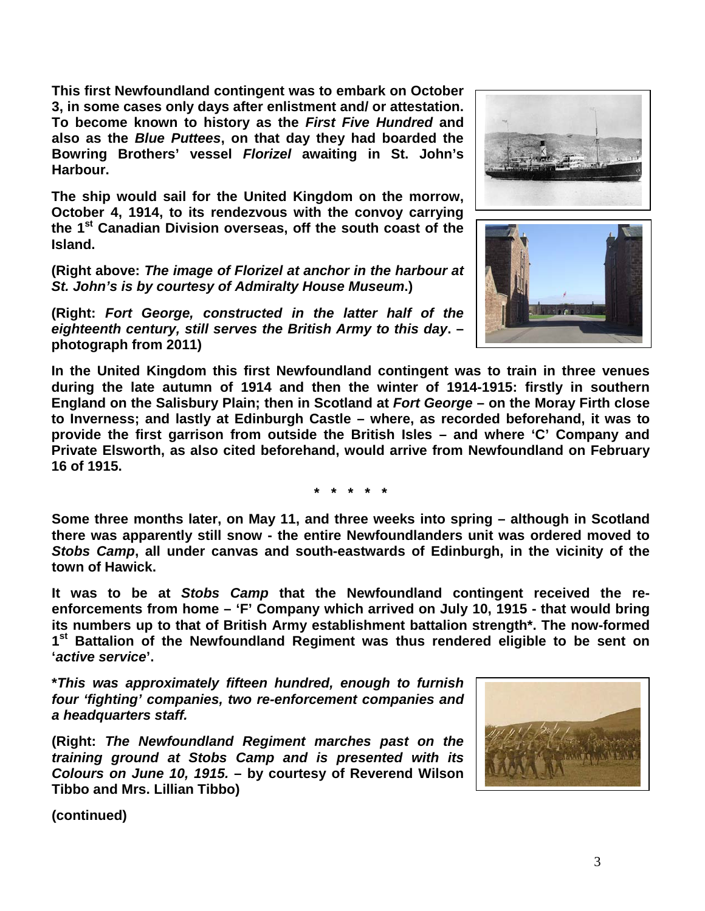**This first Newfoundland contingent was to embark on October 3, in some cases only days after enlistment and/ or attestation. To become known to history as the *First Five Hundred* and also as the *Blue Puttees*, on that day they had boarded the Bowring Brothers' vessel *Florizel* awaiting in St. John's Harbour.**

**The ship would sail for the United Kingdom on the morrow, October 4, 1914, to its rendezvous with the convoy carrying the 1st Canadian Division overseas, off the south coast of the Island.**

**(Right above: *The image of Florizel at anchor in the harbour at St. John's is by courtesy of Admiralty House Museum*.)**

**(Right: *Fort George, constructed in the latter half of the eighteenth century, still serves the British Army to this day***. – **photograph from 2011)**

**In the United Kingdom this first Newfoundland contingent was to train in three venues during the late autumn of 1914 and then the winter of 1914-1915: firstly in southern England on the Salisbury Plain; then in Scotland at *Fort George* – on the Moray Firth close to Inverness; and lastly at Edinburgh Castle – where, as recorded beforehand, it was to provide the first garrison from outside the British Isles – and where 'C' Company and Private Elsworth, as also cited beforehand, would arrive from Newfoundland on February 16 of 1915.**

**\* \* \* \* \***

**Some three months later, on May 11, and three weeks into spring – although in Scotland there was apparently still snow - the entire Newfoundlanders unit was ordered moved to *Stobs Camp*, all under canvas and south-eastwards of Edinburgh, in the vicinity of the town of Hawick.**

**It was to be at *Stobs Camp* that the Newfoundland contingent received the re-enforcements from home – 'F' Company which arrived on July 10, 1915 - that would bring its numbers up to that of British Army establishment battalion strength\*. The now-formed 1st Battalion of the Newfoundland Regiment was thus rendered eligible to be sent on '*active service*'.**

***\*This was approximately fifteen hundred, enough to furnish four 'fighting' companies, two re-enforcement companies and a headquarters staff.***

**(Right: *The Newfoundland Regiment marches past on the training ground at Stobs Camp and is presented with its Colours on June 10, 1915.* – by courtesy of Reverend Wilson Tibbo and Mrs. Lillian Tibbo)**

**(continued)**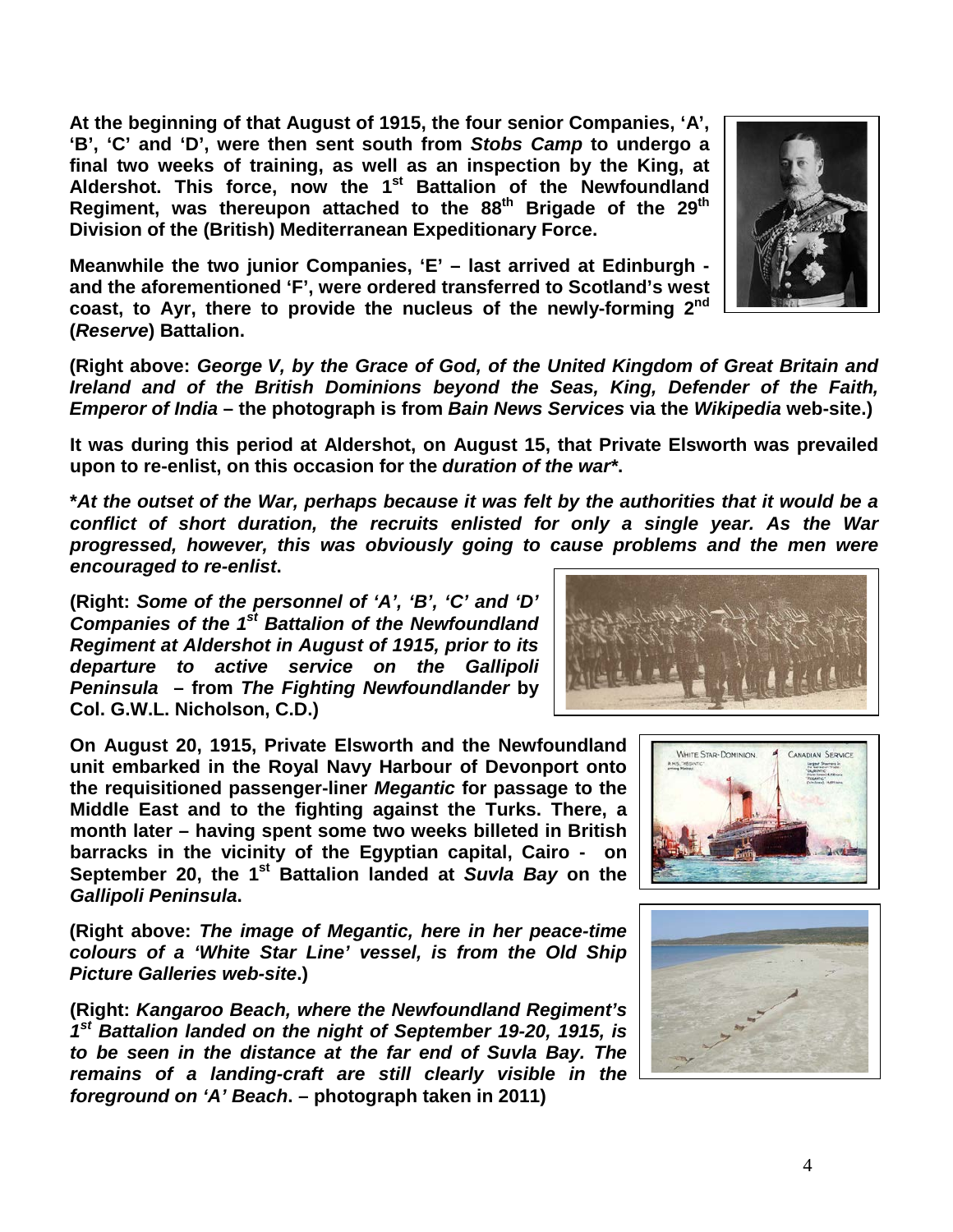**At the beginning of that August of 1915, the four senior Companies, 'A', 'B', 'C' and 'D', were then sent south from *Stobs Camp* to undergo a final two weeks of training, as well as an inspection by the King, at Aldershot. This force, now the 1st Battalion of the Newfoundland Regiment, was thereupon attached to the 88th Brigade of the 29th Division of the (British) Mediterranean Expeditionary Force.**

**Meanwhile the two junior Companies, 'E' – last arrived at Edinburgh - and the aforementioned 'F', were ordered transferred to Scotland's west coast, to Ayr, there to provide the nucleus of the newly-forming 2nd (*Reserve*) Battalion.**

**(Right above: *George V, by the Grace of God, of the United Kingdom of Great Britain and Ireland and of the British Dominions beyond the Seas, King, Defender of the Faith, Emperor of India* – the photograph is from *Bain News Services* via the *Wikipedia* web-site.)**

**It was during this period at Aldershot, on August 15, that Private Elsworth was prevailed upon to re-enlist, on this occasion for the *duration of the war*\*.**

***\*At the outset of the War, perhaps because it was felt by the authorities that it would be a conflict of short duration, the recruits enlisted for only a single year. As the War progressed, however, this was obviously going to cause problems and the men were encouraged to re-enlist*.**

**(Right: *Some of the personnel of 'A', 'B', 'C' and 'D' Companies of the 1st Battalion of the Newfoundland Regiment at Aldershot in August of 1915, prior to its departure to active service on the Gallipoli Peninsula* – from *The Fighting Newfoundlander* by Col. G.W.L. Nicholson, C.D.)**

**On August 20, 1915, Private Elsworth and the Newfoundland unit embarked in the Royal Navy Harbour of Devonport onto the requisitioned passenger-liner *Megantic* for passage to the Middle East and to the fighting against the Turks. There, a month later – having spent some two weeks billeted in British barracks in the vicinity of the Egyptian capital, Cairo - on September 20, the 1st Battalion landed at *Suvla Bay* on the *Gallipoli Peninsula*.**

**(Right above: *The image of Megantic, here in her peace-time colours of a 'White Star Line' vessel, is from the Old Ship Picture Galleries web-site*.)**

**(Right: *Kangaroo Beach, where the Newfoundland Regiment's 1st Battalion landed on the night of September 19-20, 1915, is to be seen in the distance at the far end of Suvla Bay. The remains of a landing-craft are still clearly visible in the foreground on 'A' Beach*. – photograph taken in 2011)**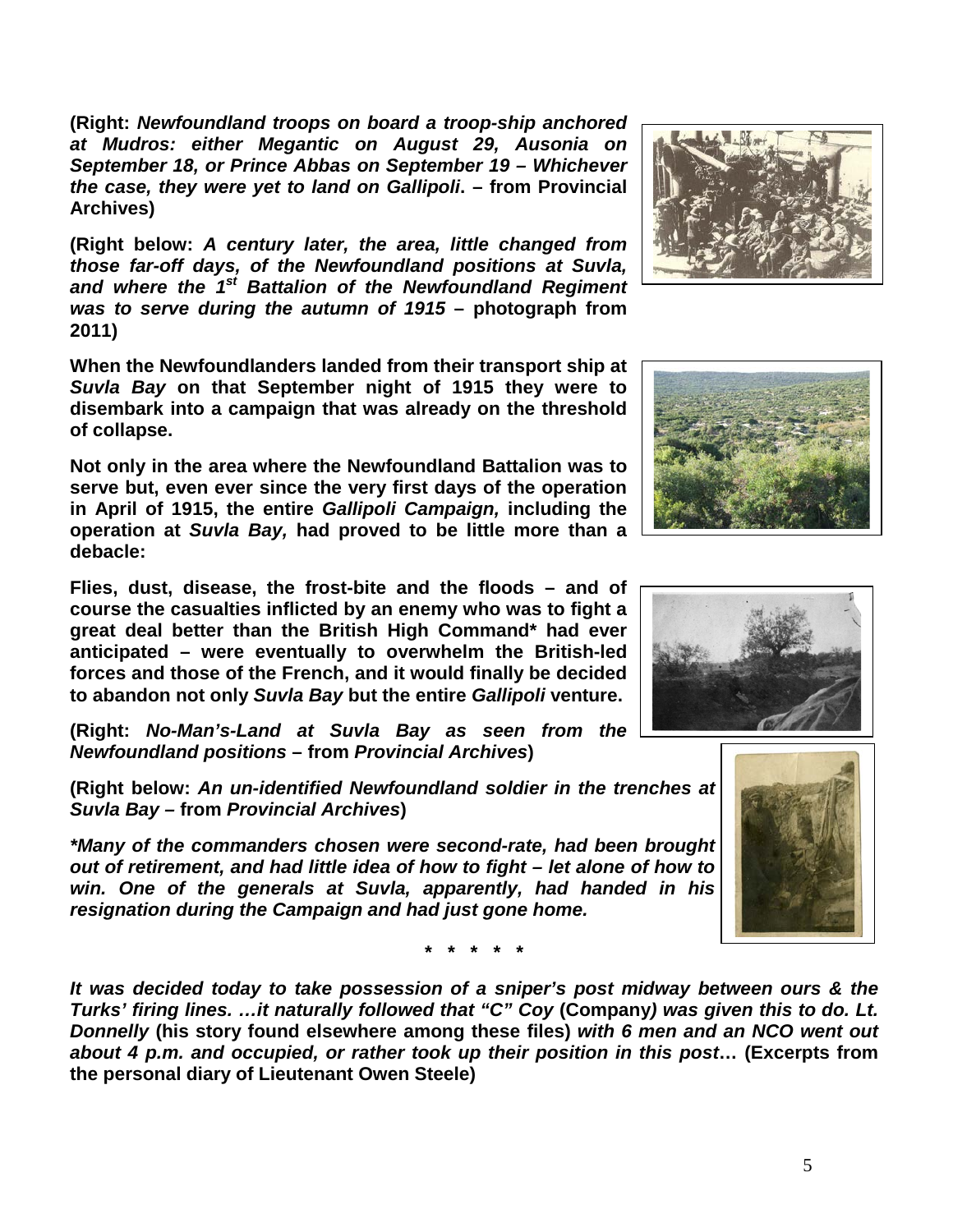**(Right:** ***Newfoundland troops on board a troop-ship anchored at Mudros: either Megantic on August 29, Ausonia on September 18, or Prince Abbas on September 19 – Whichever the case, they were yet to land on Gallipoli*****. – from Provincial Archives)**

**(Right below:** ***A century later, the area, little changed from those far-off days, of the Newfoundland positions at Suvla, and where the 1st Battalion of the Newfoundland Regiment was to serve during the autumn of 1915*** **– photograph from 2011)**

**When the Newfoundlanders landed from their transport ship at** ***Suvla Bay*** **on that September night of 1915 they were to disembark into a campaign that was already on the threshold of collapse.**

**Not only in the area where the Newfoundland Battalion was to serve but, even ever since the very first days of the operation in April of 1915, the entire** ***Gallipoli Campaign,*** **including the operation at** ***Suvla Bay,*** **had proved to be little more than a debacle:**

**Flies, dust, disease, the frost-bite and the floods – and of course the casualties inflicted by an enemy who was to fight a great deal better than the British High Command\* had ever anticipated – were eventually to overwhelm the British-led forces and those of the French, and it would finally be decided to abandon not only** ***Suvla Bay*** **but the entire** ***Gallipoli*** **venture.**

**(Right:** ***No-Man's-Land at Suvla Bay as seen from the Newfoundland positions*** **– from** ***Provincial Archives*****)**

**(Right below:** ***An un-identified Newfoundland soldier in the trenches at Suvla Bay*** **– from** ***Provincial Archives*****)**

***\*Many of the commanders chosen were second-rate, had been brought out of retirement, and had little idea of how to fight – let alone of how to win. One of the generals at Suvla, apparently, had handed in his resignation during the Campaign and had just gone home.***

**\* \* \* \* \***

***It was decided today to take possession of a sniper's post midway between ours & the Turks' firing lines. …it naturally followed that "C" Coy*** **(Company*****) was given this to do. Lt. Donnelly*** **(his story found elsewhere among these files)** ***with 6 men and an NCO went out about 4 p.m. and occupied, or rather took up their position in this post*****… (Excerpts from the personal diary of Lieutenant Owen Steele)**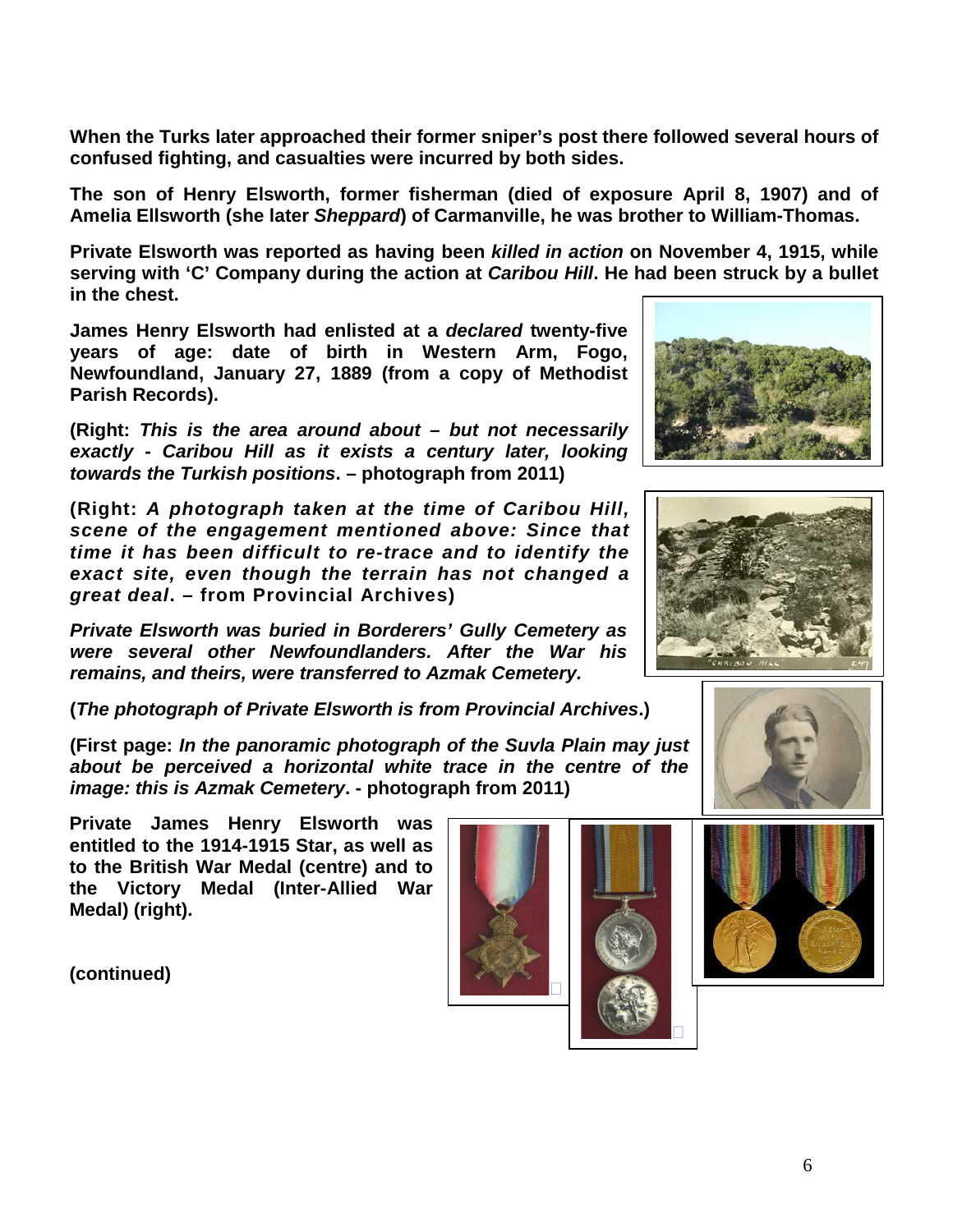**When the Turks later approached their former sniper's post there followed several hours of confused fighting, and casualties were incurred by both sides.**

**The son of Henry Elsworth, former fisherman (died of exposure April 8, 1907) and of Amelia Ellsworth (she later *Sheppard*) of Carmanville, he was brother to William-Thomas.**

**Private Elsworth was reported as having been *killed in action* on November 4, 1915, while serving with 'C' Company during the action at *Caribou Hill*. He had been struck by a bullet in the chest.**

**James Henry Elsworth had enlisted at a *declared* twenty-five years of age: date of birth in Western Arm, Fogo, Newfoundland, January 27, 1889 (from a copy of Methodist Parish Records).**

**(Right: *This is the area around about – but not necessarily exactly - Caribou Hill as it exists a century later, looking towards the Turkish positions*. – photograph from 2011)**

**(Right: *A photograph taken at the time of Caribou Hill, scene of the engagement mentioned above: Since that time it has been difficult to re-trace and to identify the exact site, even though the terrain has not changed a great deal*. – from Provincial Archives)**

***Private Elsworth was buried in Borderers' Gully Cemetery as were several other Newfoundlanders. After the War his remains, and theirs, were transferred to Azmak Cemetery.***

**(*The photograph of Private Elsworth is from Provincial Archives*.)**

**(First page: *In the panoramic photograph of the Suvla Plain may just about be perceived a horizontal white trace in the centre of the image: this is Azmak Cemetery*. - photograph from 2011)**

**Private James Henry Elsworth was entitled to the 1914-1915 Star, as well as to the British War Medal (centre) and to the Victory Medal (Inter-Allied War Medal) (right).**

**(continued)**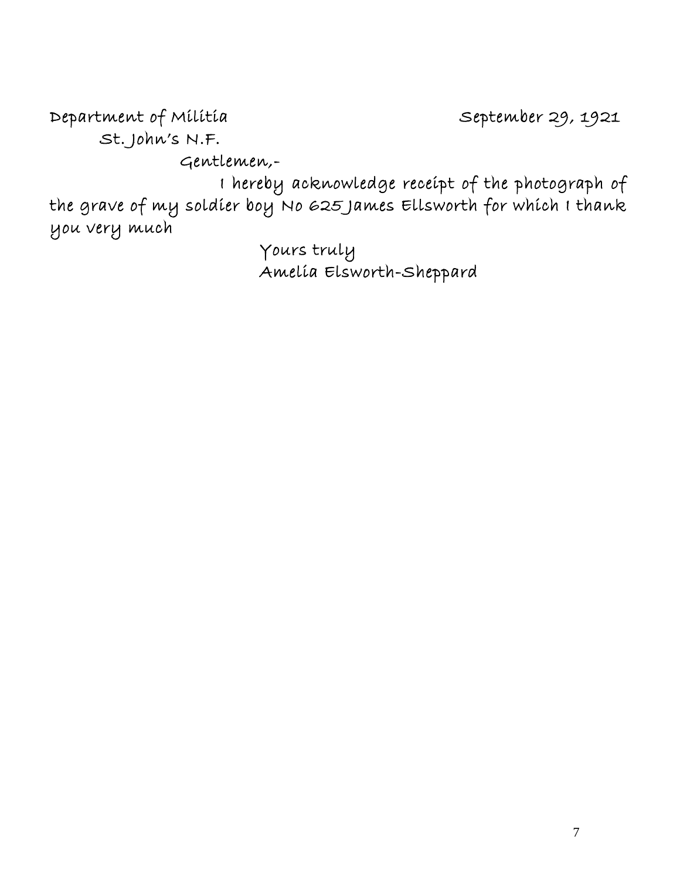Department of Militia

St. John's N.F.

September 29, 1921

Gentlemen,-

I hereby acknowledge receipt of the photograph of the grave of my soldier boy No 625 James Ellsworth for which I thank you very much

Yours truly

Amelia Elsworth-Sheppard